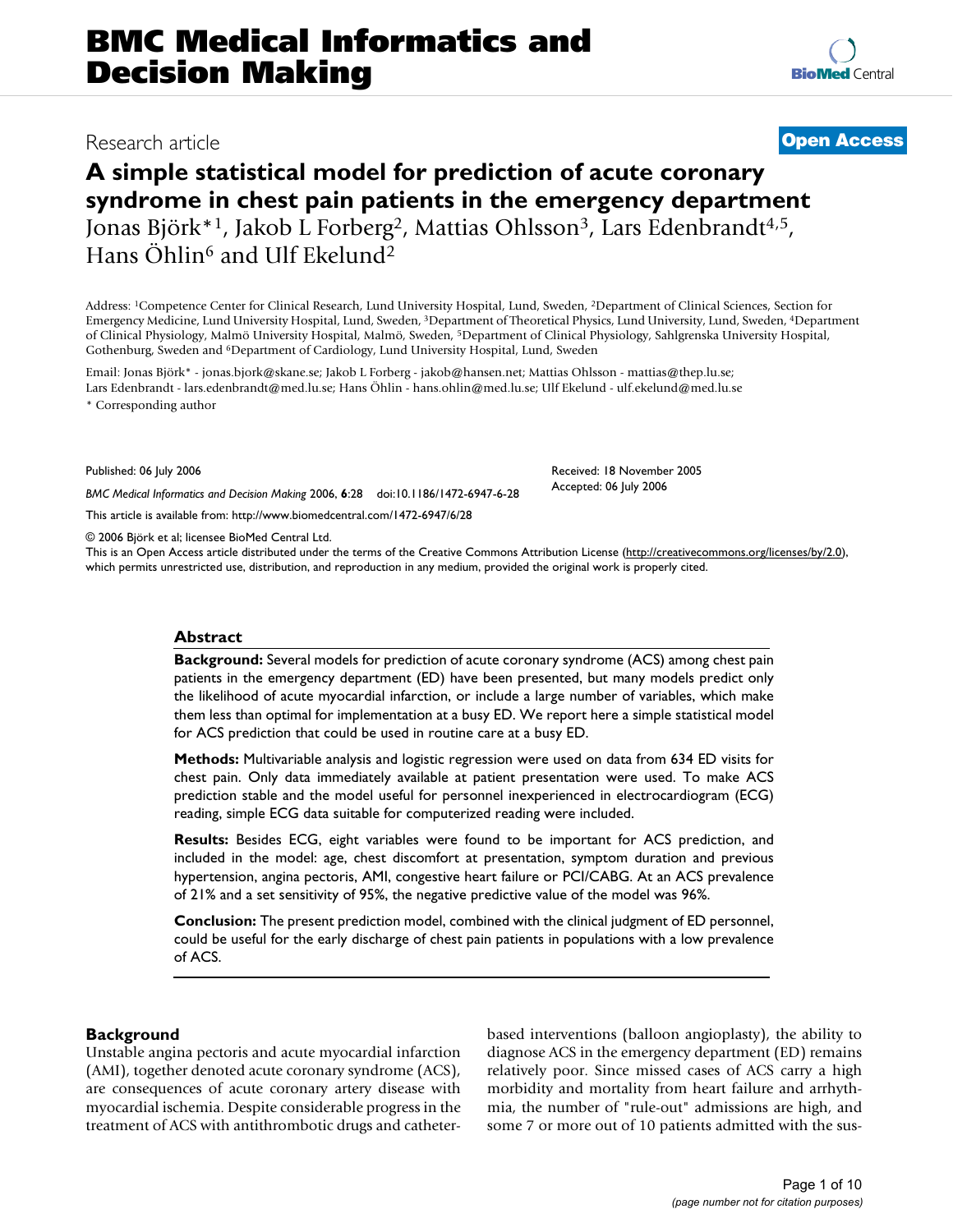# BMC Medical Informatics and Decision Making

Research article

**Open Access**

## A simple statistical model for prediction of acute coronary syndrome in chest pain patients in the emergency department

Jonas Björk*[1], Jakob L Forberg[2], Mattias Ohlsson[3], Lars Edenbrandt[4,5], Hans Öhlin[6] and Ulf Ekelund[2]

Address: [1]Competence Center for Clinical Research, Lund University Hospital, Lund, Sweden, [2]Department of Clinical Sciences, Section for Emergency Medicine, Lund University Hospital, Lund, Sweden, [3]Department of Theoretical Physics, Lund University, Lund, Sweden, [4]Department of Clinical Physiology, Malmö University Hospital, Malmö, Sweden, [5]Department of Clinical Physiology, Sahlgrenska University Hospital, Gothenburg, Sweden and [6]Department of Cardiology, Lund University Hospital, Lund, Sweden

Email: Jonas Björk* - jonas.bjork@skane.se; Jakob L Forberg - jakob@hansen.net; Mattias Ohlsson - mattias@thep.lu.se; Lars Edenbrandt - lars.edenbrandt@med.lu.se; Hans Öhlin - hans.ohlin@med.lu.se; Ulf Ekelund - ulf.ekelund@med.lu.se

\* Corresponding author

Published: 06 July 2006

*BMC Medical Informatics and Decision Making* 2006, **6**:28 doi:10.1186/1472-6947-6-28

Received: 18 November 2005

Accepted: 06 July 2006

This article is available from: http://www.biomedcentral.com/1472-6947/6/28

© 2006 Björk et al; licensee BioMed Central Ltd.

This is an Open Access article distributed under the terms of the Creative Commons Attribution License (http://creativecommons.org/licenses/by/2.0), which permits unrestricted use, distribution, and reproduction in any medium, provided the original work is properly cited.

### Abstract

**Background:** Several models for prediction of acute coronary syndrome (ACS) among chest pain patients in the emergency department (ED) have been presented, but many models predict only the likelihood of acute myocardial infarction, or include a large number of variables, which make them less than optimal for implementation at a busy ED. We report here a simple statistical model for ACS prediction that could be used in routine care at a busy ED.

**Methods:** Multivariable analysis and logistic regression were used on data from 634 ED visits for chest pain. Only data immediately available at patient presentation were used. To make ACS prediction stable and the model useful for personnel inexperienced in electrocardiogram (ECG) reading, simple ECG data suitable for computerized reading were included.

**Results:** Besides ECG, eight variables were found to be important for ACS prediction, and included in the model: age, chest discomfort at presentation, symptom duration and previous hypertension, angina pectoris, AMI, congestive heart failure or PCI/CABG. At an ACS prevalence of 21% and a set sensitivity of 95%, the negative predictive value of the model was 96%.

**Conclusion:** The present prediction model, combined with the clinical judgment of ED personnel, could be useful for the early discharge of chest pain patients in populations with a low prevalence of ACS.

### Background

Unstable angina pectoris and acute myocardial infarction (AMI), together denoted acute coronary syndrome (ACS), are consequences of acute coronary artery disease with myocardial ischemia. Despite considerable progress in the treatment of ACS with antithrombotic drugs and catheter-based interventions (balloon angioplasty), the ability to diagnose ACS in the emergency department (ED) remains relatively poor. Since missed cases of ACS carry a high morbidity and mortality from heart failure and arrhythmia, the number of "rule-out" admissions are high, and some 7 or more out of 10 patients admitted with the sus-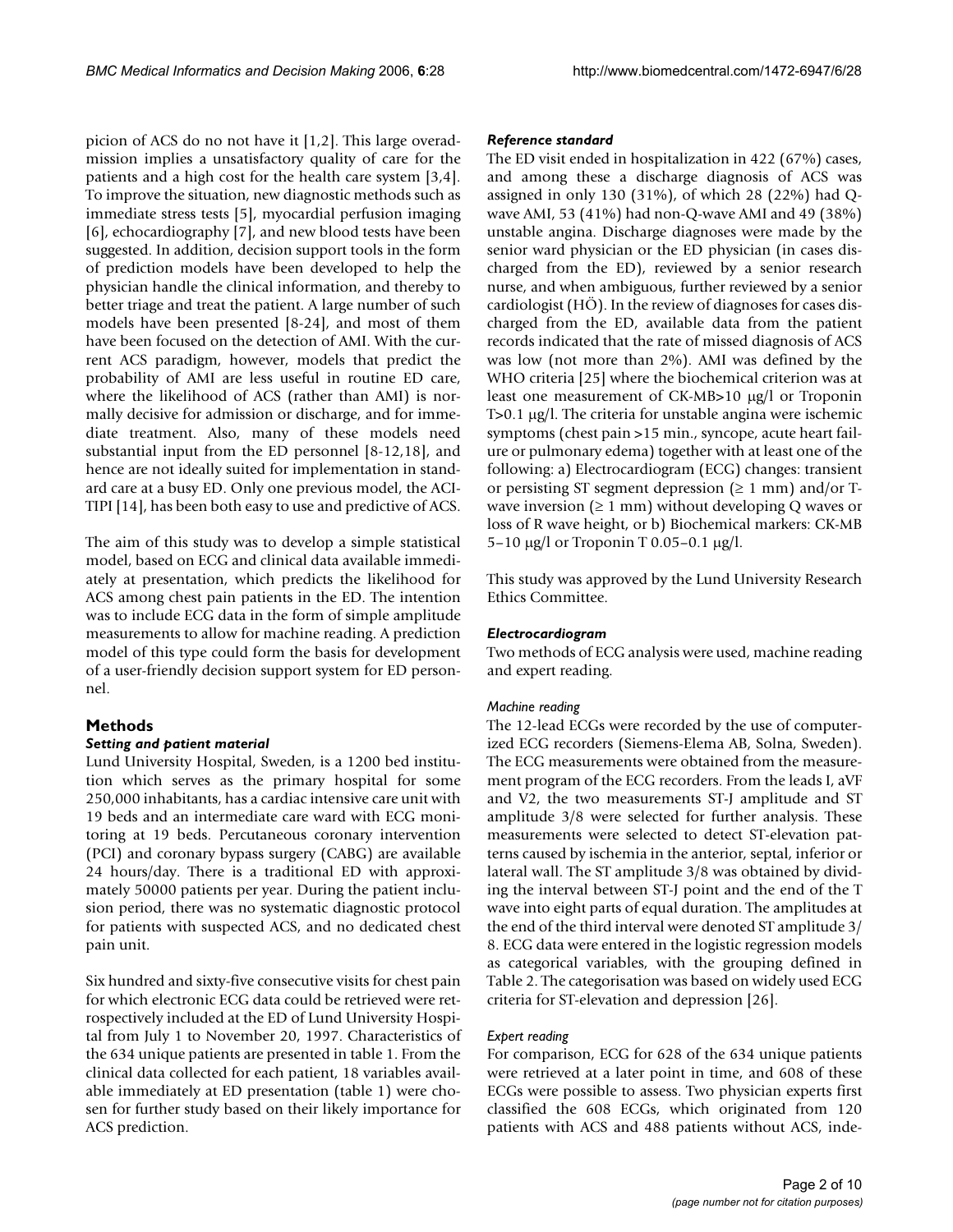picion of ACS do no not have it [1,2]. This large overadmission implies a unsatisfactory quality of care for the patients and a high cost for the health care system [3,4]. To improve the situation, new diagnostic methods such as immediate stress tests [5], myocardial perfusion imaging [6], echocardiography [7], and new blood tests have been suggested. In addition, decision support tools in the form of prediction models have been developed to help the physician handle the clinical information, and thereby to better triage and treat the patient. A large number of such models have been presented [8-24], and most of them have been focused on the detection of AMI. With the current ACS paradigm, however, models that predict the probability of AMI are less useful in routine ED care, where the likelihood of ACS (rather than AMI) is normally decisive for admission or discharge, and for immediate treatment. Also, many of these models need substantial input from the ED personnel [8-12,18], and hence are not ideally suited for implementation in standard care at a busy ED. Only one previous model, the ACI-TIPI [14], has been both easy to use and predictive of ACS.

The aim of this study was to develop a simple statistical model, based on ECG and clinical data available immediately at presentation, which predicts the likelihood for ACS among chest pain patients in the ED. The intention was to include ECG data in the form of simple amplitude measurements to allow for machine reading. A prediction model of this type could form the basis for development of a user-friendly decision support system for ED personnel.

## Methods

### *Setting and patient material*

Lund University Hospital, Sweden, is a 1200 bed institution which serves as the primary hospital for some 250,000 inhabitants, has a cardiac intensive care unit with 19 beds and an intermediate care ward with ECG monitoring at 19 beds. Percutaneous coronary intervention (PCI) and coronary bypass surgery (CABG) are available 24 hours/day. There is a traditional ED with approximately 50000 patients per year. During the patient inclusion period, there was no systematic diagnostic protocol for patients with suspected ACS, and no dedicated chest pain unit.

Six hundred and sixty-five consecutive visits for chest pain for which electronic ECG data could be retrieved were retrospectively included at the ED of Lund University Hospital from July 1 to November 20, 1997. Characteristics of the 634 unique patients are presented in table 1. From the clinical data collected for each patient, 18 variables available immediately at ED presentation (table 1) were chosen for further study based on their likely importance for ACS prediction.

### *Reference standard*

The ED visit ended in hospitalization in 422 (67%) cases, and among these a discharge diagnosis of ACS was assigned in only 130 (31%), of which 28 (22%) had Q-wave AMI, 53 (41%) had non-Q-wave AMI and 49 (38%) unstable angina. Discharge diagnoses were made by the senior ward physician or the ED physician (in cases discharged from the ED), reviewed by a senior research nurse, and when ambiguous, further reviewed by a senior cardiologist (HÖ). In the review of diagnoses for cases discharged from the ED, available data from the patient records indicated that the rate of missed diagnosis of ACS was low (not more than 2%). AMI was defined by the WHO criteria [25] where the biochemical criterion was at least one measurement of CK-MB>10 μg/l or Troponin T>0.1 μg/l. The criteria for unstable angina were ischemic symptoms (chest pain >15 min., syncope, acute heart failure or pulmonary edema) together with at least one of the following: a) Electrocardiogram (ECG) changes: transient or persisting ST segment depression (≥ 1 mm) and/or T-wave inversion (≥ 1 mm) without developing Q waves or loss of R wave height, or b) Biochemical markers: CK-MB 5–10 μg/l or Troponin T 0.05–0.1 μg/l.

This study was approved by the Lund University Research Ethics Committee.

### *Electrocardiogram*

Two methods of ECG analysis were used, machine reading and expert reading.

#### *Machine reading*

The 12-lead ECGs were recorded by the use of computerized ECG recorders (Siemens-Elema AB, Solna, Sweden). The ECG measurements were obtained from the measurement program of the ECG recorders. From the leads I, aVF and V2, the two measurements ST-J amplitude and ST amplitude 3/8 were selected for further analysis. These measurements were selected to detect ST-elevation patterns caused by ischemia in the anterior, septal, inferior or lateral wall. The ST amplitude 3/8 was obtained by dividing the interval between ST-J point and the end of the T wave into eight parts of equal duration. The amplitudes at the end of the third interval were denoted ST amplitude 3/8. ECG data were entered in the logistic regression models as categorical variables, with the grouping defined in Table 2. The categorisation was based on widely used ECG criteria for ST-elevation and depression [26].

#### *Expert reading*

For comparison, ECG for 628 of the 634 unique patients were retrieved at a later point in time, and 608 of these ECGs were possible to assess. Two physician experts first classified the 608 ECGs, which originated from 120 patients with ACS and 488 patients without ACS, inde-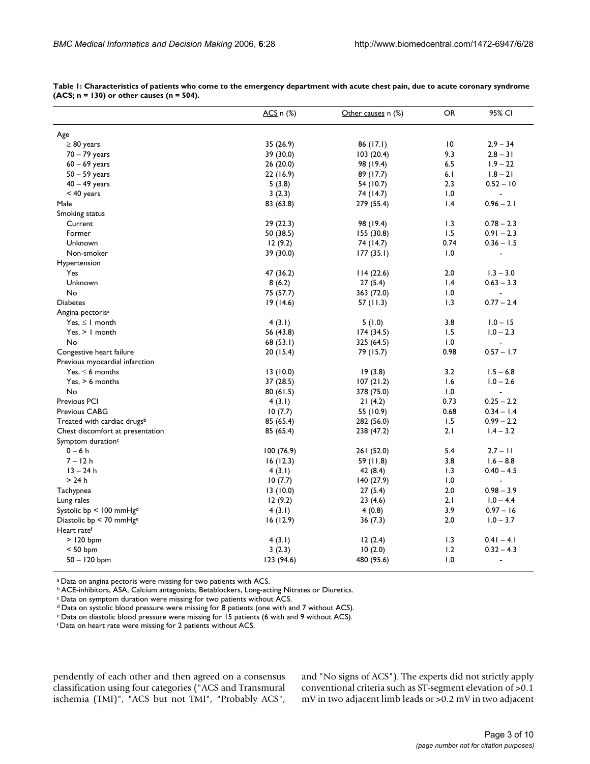**Table 1: Characteristics of patients who come to the emergency department with acute chest pain, due to acute coronary syndrome (ACS; n = 130) or other causes (n = 504).**

| | ACS n (%) | Other causes n (%) | OR | 95% CI |
|---|---|---|---|---|
| Age | | | | |
| ≥ 80 years | 35 (26.9) | 86 (17.1) | 10 | 2.9 – 34 |
| 70 – 79 years | 39 (30.0) | 103 (20.4) | 9.3 | 2.8 – 31 |
| 60 – 69 years | 26 (20.0) | 98 (19.4) | 6.5 | 1.9 – 22 |
| 50 – 59 years | 22 (16.9) | 89 (17.7) | 6.1 | 1.8 – 21 |
| 40 – 49 years | 5 (3.8) | 54 (10.7) | 2.3 | 0.52 – 10 |
| < 40 years | 3 (2.3) | 74 (14.7) | 1.0 | - |
| Male | 83 (63.8) | 279 (55.4) | 1.4 | 0.96 – 2.1 |
| Smoking status | | | | |
| Current | 29 (22.3) | 98 (19.4) | 1.3 | 0.78 – 2.3 |
| Former | 50 (38.5) | 155 (30.8) | 1.5 | 0.91 – 2.3 |
| Unknown | 12 (9.2) | 74 (14.7) | 0.74 | 0.36 – 1.5 |
| Non-smoker | 39 (30.0) | 177 (35.1) | 1.0 | - |
| Hypertension | | | | |
| Yes | 47 (36.2) | 114 (22.6) | 2.0 | 1.3 – 3.0 |
| Unknown | 8 (6.2) | 27 (5.4) | 1.4 | 0.63 – 3.3 |
| No | 75 (57.7) | 363 (72.0) | 1.0 | - |
| Diabetes | 19 (14.6) | 57 (11.3) | 1.3 | 0.77 – 2.4 |
| Angina pectoris[a] | | | | |
| Yes, ≤ 1 month | 4 (3.1) | 5 (1.0) | 3.8 | 1.0 – 15 |
| Yes, > 1 month | 56 (43.8) | 174 (34.5) | 1.5 | 1.0 – 2.3 |
| No | 68 (53.1) | 325 (64.5) | 1.0 | - |
| Congestive heart failure | 20 (15.4) | 79 (15.7) | 0.98 | 0.57 – 1.7 |
| Previous myocardial infarction | | | | |
| Yes, ≤ 6 months | 13 (10.0) | 19 (3.8) | 3.2 | 1.5 – 6.8 |
| Yes, > 6 months | 37 (28.5) | 107 (21.2) | 1.6 | 1.0 – 2.6 |
| No | 80 (61.5) | 378 (75.0) | 1.0 | - |
| Previous PCI | 4 (3.1) | 21 (4.2) | 0.73 | 0.25 – 2.2 |
| Previous CABG | 10 (7.7) | 55 (10.9) | 0.68 | 0.34 – 1.4 |
| Treated with cardiac drugs[b] | 85 (65.4) | 282 (56.0) | 1.5 | 0.99 – 2.2 |
| Chest discomfort at presentation | 85 (65.4) | 238 (47.2) | 2.1 | 1.4 – 3.2 |
| Symptom duration[c] | | | | |
| 0 – 6 h | 100 (76.9) | 261 (52.0) | 5.4 | 2.7 – 11 |
| 7 – 12 h | 16 (12.3) | 59 (11.8) | 3.8 | 1.6 – 8.8 |
| 13 – 24 h | 4 (3.1) | 42 (8.4) | 1.3 | 0.40 – 4.5 |
| > 24 h | 10 (7.7) | 140 (27.9) | 1.0 | - |
| Tachypnea | 13 (10.0) | 27 (5.4) | 2.0 | 0.98 – 3.9 |
| Lung rales | 12 (9.2) | 23 (4.6) | 2.1 | 1.0 – 4.4 |
| Systolic bp < 100 mmHg[d] | 4 (3.1) | 4 (0.8) | 3.9 | 0.97 – 16 |
| Diastolic bp < 70 mmHg[e] | 16 (12.9) | 36 (7.3) | 2.0 | 1.0 – 3.7 |
| Heart rate[f] | | | | |
| > 120 bpm | 4 (3.1) | 12 (2.4) | 1.3 | 0.41 – 4.1 |
| < 50 bpm | 3 (2.3) | 10 (2.0) | 1.2 | 0.32 – 4.3 |
| 50 – 120 bpm | 123 (94.6) | 480 (95.6) | 1.0 | - |

[a] Data on angina pectoris were missing for two patients with ACS.
[b] ACE-inhibitors, ASA, Calcium antagonists, Betablockers, Long-acting Nitrates or Diuretics.
[c] Data on symptom duration were missing for two patients without ACS.
[d] Data on systolic blood pressure were missing for 8 patients (one with and 7 without ACS).
[e] Data on diastolic blood pressure were missing for 15 patients (6 with and 9 without ACS).
[f] Data on heart rate were missing for 2 patients without ACS.

pendently of each other and then agreed on a consensus classification using four categories ("ACS and Transmural ischemia (TMI)", "ACS but not TMI", "Probably ACS", and "No signs of ACS"). The experts did not strictly apply conventional criteria such as ST-segment elevation of >0.1 mV in two adjacent limb leads or >0.2 mV in two adjacent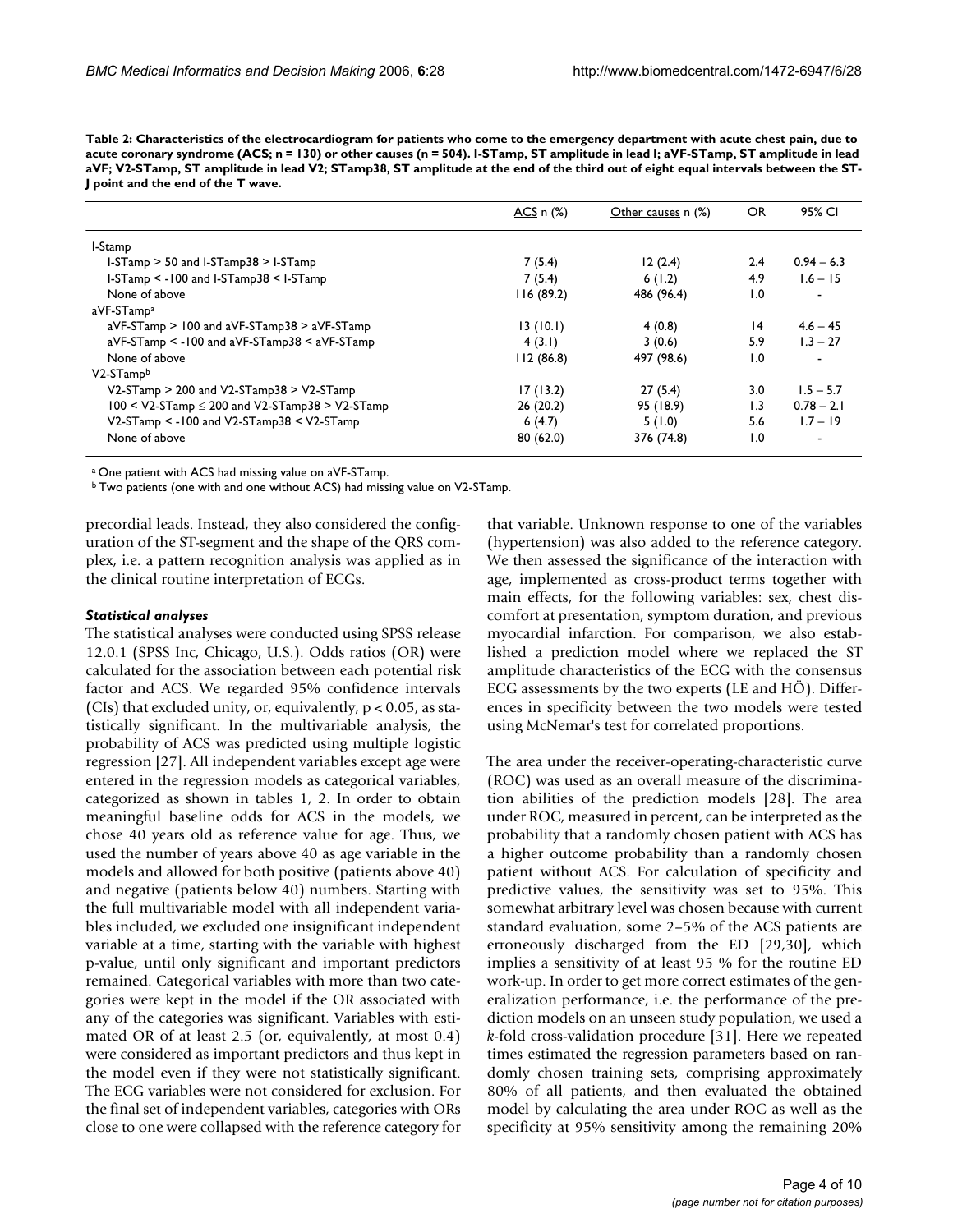**Table 2: Characteristics of the electrocardiogram for patients who come to the emergency department with acute chest pain, due to acute coronary syndrome (ACS; n = 130) or other causes (n = 504). I-STamp, ST amplitude in lead I; aVF-STamp, ST amplitude in lead aVF; V2-STamp, ST amplitude in lead V2; STamp38, ST amplitude at the end of the third out of eight equal intervals between the ST-J point and the end of the T wave.**

| | ACS n (%) | Other causes n (%) | OR | 95% CI |
|---|---|---|---|---|
| I-Stamp | | | | |
| I-STamp > 50 and I-STamp38 > I-STamp | 7 (5.4) | 12 (2.4) | 2.4 | 0.94 – 6.3 |
| I-STamp < -100 and I-STamp38 < I-STamp | 7 (5.4) | 6 (1.2) | 4.9 | 1.6 – 15 |
| None of above | 116 (89.2) | 486 (96.4) | 1.0 | - |
| aVF-STamp[a] | | | | |
| aVF-STamp > 100 and aVF-STamp38 > aVF-STamp | 13 (10.1) | 4 (0.8) | 14 | 4.6 – 45 |
| aVF-STamp < -100 and aVF-STamp38 < aVF-STamp | 4 (3.1) | 3 (0.6) | 5.9 | 1.3 – 27 |
| None of above | 112 (86.8) | 497 (98.6) | 1.0 | - |
| V2-STamp[b] | | | | |
| V2-STamp > 200 and V2-STamp38 > V2-STamp | 17 (13.2) | 27 (5.4) | 3.0 | 1.5 – 5.7 |
| 100 < V2-STamp ≤ 200 and V2-STamp38 > V2-STamp | 26 (20.2) | 95 (18.9) | 1.3 | 0.78 – 2.1 |
| V2-STamp < -100 and V2-STamp38 < V2-STamp | 6 (4.7) | 5 (1.0) | 5.6 | 1.7 – 19 |
| None of above | 80 (62.0) | 376 (74.8) | 1.0 | - |

[a] One patient with ACS had missing value on aVF-STamp.

[b] Two patients (one with and one without ACS) had missing value on V2-STamp.

precordial leads. Instead, they also considered the configuration of the ST-segment and the shape of the QRS complex, i.e. a pattern recognition analysis was applied as in the clinical routine interpretation of ECGs.

### *Statistical analyses*

The statistical analyses were conducted using SPSS release 12.0.1 (SPSS Inc, Chicago, U.S.). Odds ratios (OR) were calculated for the association between each potential risk factor and ACS. We regarded 95% confidence intervals (CIs) that excluded unity, or, equivalently, $p < 0.05$, as statistically significant. In the multivariable analysis, the probability of ACS was predicted using multiple logistic regression [27]. All independent variables except age were entered in the regression models as categorical variables, categorized as shown in tables 1, 2. In order to obtain meaningful baseline odds for ACS in the models, we chose 40 years old as reference value for age. Thus, we used the number of years above 40 as age variable in the models and allowed for both positive (patients above 40) and negative (patients below 40) numbers. Starting with the full multivariable model with all independent variables included, we excluded one insignificant independent variable at a time, starting with the variable with highest p-value, until only significant and important predictors remained. Categorical variables with more than two categories were kept in the model if the OR associated with any of the categories was significant. Variables with estimated OR of at least 2.5 (or, equivalently, at most 0.4) were considered as important predictors and thus kept in the model even if they were not statistically significant. The ECG variables were not considered for exclusion. For the final set of independent variables, categories with ORs close to one were collapsed with the reference category for that variable. Unknown response to one of the variables (hypertension) was also added to the reference category. We then assessed the significance of the interaction with age, implemented as cross-product terms together with main effects, for the following variables: sex, chest discomfort at presentation, symptom duration, and previous myocardial infarction. For comparison, we also established a prediction model where we replaced the ST amplitude characteristics of the ECG with the consensus ECG assessments by the two experts (LE and HÖ). Differences in specificity between the two models were tested using McNemar's test for correlated proportions.

The area under the receiver-operating-characteristic curve (ROC) was used as an overall measure of the discrimination abilities of the prediction models [28]. The area under ROC, measured in percent, can be interpreted as the probability that a randomly chosen patient with ACS has a higher outcome probability than a randomly chosen patient without ACS. For calculation of specificity and predictive values, the sensitivity was set to 95%. This somewhat arbitrary level was chosen because with current standard evaluation, some 2–5% of the ACS patients are erroneously discharged from the ED [29,30], which implies a sensitivity of at least 95 % for the routine ED work-up. In order to get more correct estimates of the generalization performance, i.e. the performance of the prediction models on an unseen study population, we used a *k*-fold cross-validation procedure [31]. Here we repeated times estimated the regression parameters based on randomly chosen training sets, comprising approximately 80% of all patients, and then evaluated the obtained model by calculating the area under ROC as well as the specificity at 95% sensitivity among the remaining 20%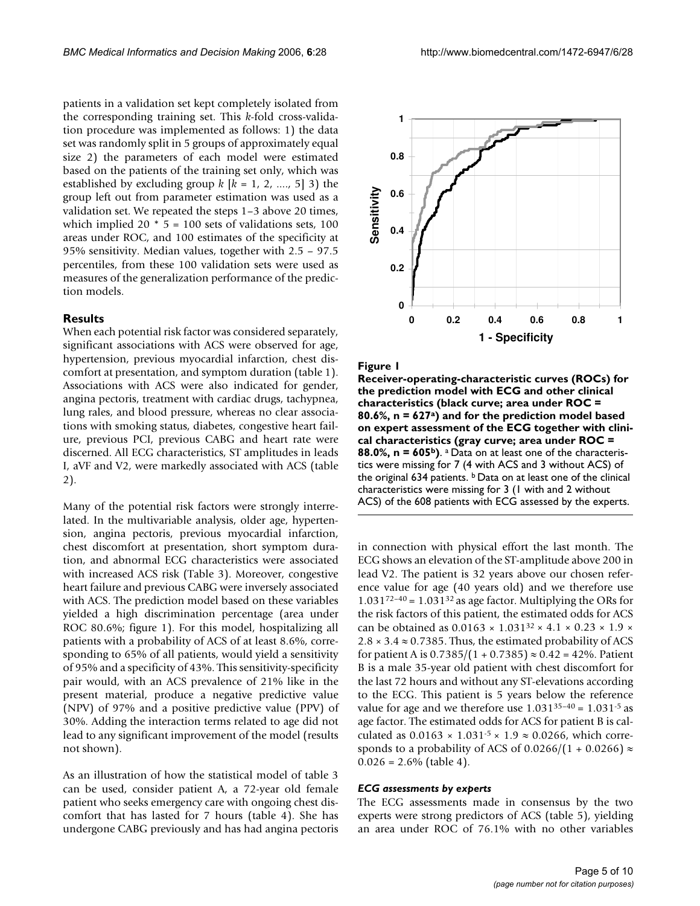patients in a validation set kept completely isolated from the corresponding training set. This *k*-fold cross-validation procedure was implemented as follows: 1) the data set was randomly split in 5 groups of approximately equal size 2) the parameters of each model were estimated based on the patients of the training set only, which was established by excluding group $k$ [$k$ = 1, 2, ...., 5] 3) the group left out from parameter estimation was used as a validation set. We repeated the steps 1–3 above 20 times, which implied 20 * 5 = 100 sets of validations sets, 100 areas under ROC, and 100 estimates of the specificity at 95% sensitivity. Median values, together with 2.5 – 97.5 percentiles, from these 100 validation sets were used as measures of the generalization performance of the prediction models.

## Results

When each potential risk factor was considered separately, significant associations with ACS were observed for age, hypertension, previous myocardial infarction, chest discomfort at presentation, and symptom duration (table 1). Associations with ACS were also indicated for gender, angina pectoris, treatment with cardiac drugs, tachypnea, lung rales, and blood pressure, whereas no clear associations with smoking status, diabetes, congestive heart failure, previous PCI, previous CABG and heart rate were discerned. All ECG characteristics, ST amplitudes in leads I, aVF and V2, were markedly associated with ACS (table 2).

Many of the potential risk factors were strongly interrelated. In the multivariable analysis, older age, hypertension, angina pectoris, previous myocardial infarction, chest discomfort at presentation, short symptom duration, and abnormal ECG characteristics were associated with increased ACS risk (Table 3). Moreover, congestive heart failure and previous CABG were inversely associated with ACS. The prediction model based on these variables yielded a high discrimination percentage (area under ROC 80.6%; figure 1). For this model, hospitalizing all patients with a probability of ACS of at least 8.6%, corresponding to 65% of all patients, would yield a sensitivity of 95% and a specificity of 43%. This sensitivity-specificity pair would, with an ACS prevalence of 21% like in the present material, produce a negative predictive value (NPV) of 97% and a positive predictive value (PPV) of 30%. Adding the interaction terms related to age did not lead to any significant improvement of the model (results not shown).

As an illustration of how the statistical model of table 3 can be used, consider patient A, a 72-year old female patient who seeks emergency care with ongoing chest discomfort that has lasted for 7 hours (table 4). She has undergone CABG previously and has had angina pectoris in connection with physical effort the last month. The ECG shows an elevation of the ST-amplitude above 200 in lead V2. The patient is 32 years above our chosen reference value for age (40 years old) and we therefore use $1.031^{72-40} = 1.031^{32}$ as age factor. Multiplying the ORs for the risk factors of this patient, the estimated odds for ACS can be obtained as $0.0163 \times 1.031^{32} \times 4.1 \times 0.23 \times 1.9 \times 2.8 \times 3.4 \approx 0.7385$. Thus, the estimated probability of ACS for patient A is $0.7385/(1 + 0.7385) \approx 0.42 = 42\%$. Patient B is a male 35-year old patient with chest discomfort for the last 72 hours and without any ST-elevations according to the ECG. This patient is 5 years below the reference value for age and we therefore use $1.031^{35-40} = 1.031^{-5}$ as age factor. The estimated odds for ACS for patient B is calculated as $0.0163 \times 1.031^{-5} \times 1.9 \approx 0.0266$, which corresponds to a probability of ACS of $0.0266/(1 + 0.0266) \approx 0.026 = 2.6\%$ (table 4).

Sensitivity
1 - Specificity
0
0.2
0.4
0.6
0.8
1

**Figure 1**

**Receiver-operating-characteristic curves (ROCs) for the prediction model with ECG and other clinical characteristics (black curve; area under ROC = 80.6%, n = 627[a]) and for the prediction model based on expert assessment of the ECG together with clinical characteristics (gray curve; area under ROC = 88.0%, n = 605[b]).** [a] Data on at least one of the characteristics were missing for 7 (4 with ACS and 3 without ACS) of the original 634 patients. [b] Data on at least one of the clinical characteristics were missing for 3 (1 with and 2 without ACS) of the 608 patients with ECG assessed by the experts.

### *ECG assessments by experts*

The ECG assessments made in consensus by the two experts were strong predictors of ACS (table 5), yielding an area under ROC of 76.1% with no other variables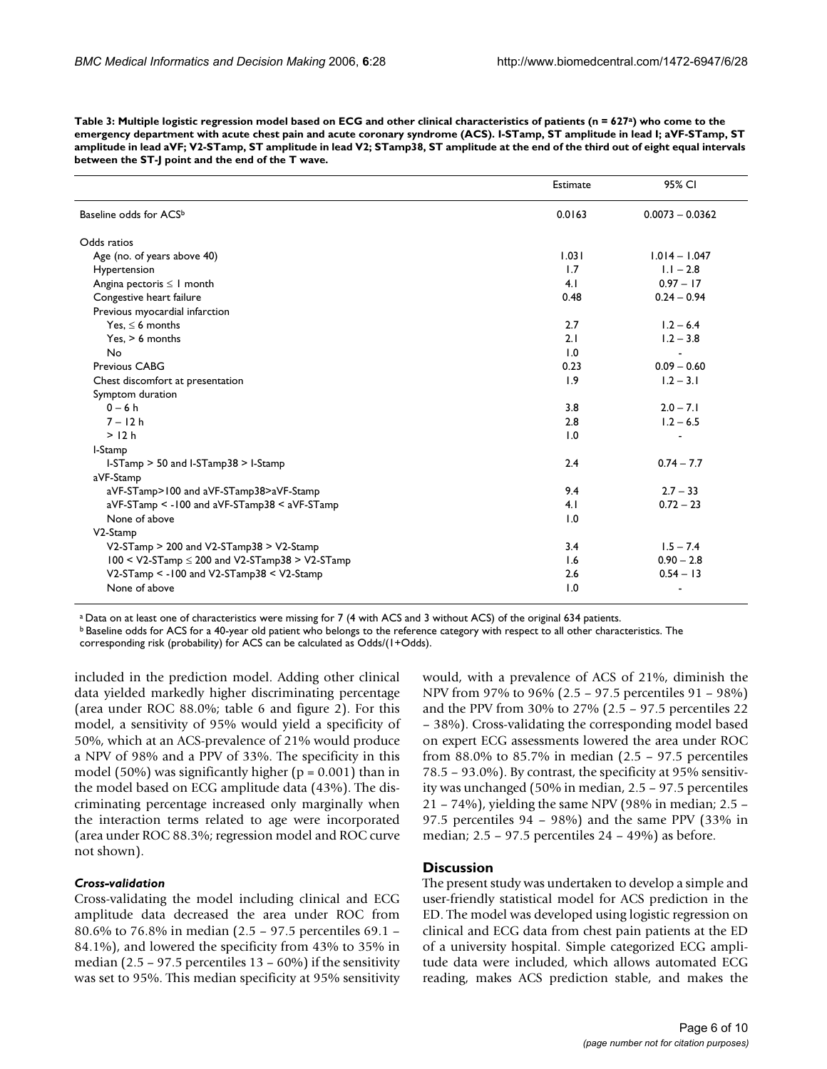**Table 3: Multiple logistic regression model based on ECG and other clinical characteristics of patients (n = 627[a]) who come to the emergency department with acute chest pain and acute coronary syndrome (ACS). I-STamp, ST amplitude in lead I; aVF-STamp, ST amplitude in lead aVF; V2-STamp, ST amplitude in lead V2; STamp38, ST amplitude at the end of the third out of eight equal intervals between the ST-J point and the end of the T wave.**

| | Estimate | 95% CI |
|---|---|---|
| Baseline odds for ACS[b] | 0.0163 | 0.0073 – 0.0362 |
| Odds ratios | | |
| Age (no. of years above 40) | 1.031 | 1.014 – 1.047 |
| Hypertension | 1.7 | 1.1 – 2.8 |
| Angina pectoris ≤ 1 month | 4.1 | 0.97 – 17 |
| Congestive heart failure | 0.48 | 0.24 – 0.94 |
| Previous myocardial infarction | | |
| Yes, ≤ 6 months | 2.7 | 1.2 – 6.4 |
| Yes, > 6 months | 2.1 | 1.2 – 3.8 |
| No | 1.0 | - |
| Previous CABG | 0.23 | 0.09 – 0.60 |
| Chest discomfort at presentation | 1.9 | 1.2 – 3.1 |
| Symptom duration | | |
| 0 – 6 h | 3.8 | 2.0 – 7.1 |
| 7 – 12 h | 2.8 | 1.2 – 6.5 |
| > 12 h | 1.0 | - |
| I-Stamp | | |
| I-STamp > 50 and I-STamp38 > I-Stamp | 2.4 | 0.74 – 7.7 |
| aVF-Stamp | | |
| aVF-STamp>100 and aVF-STamp38>aVF-Stamp | 9.4 | 2.7 – 33 |
| aVF-STamp < -100 and aVF-STamp38 < aVF-Stamp | 4.1 | 0.72 – 23 |
| None of above | 1.0 | |
| V2-Stamp | | |
| V2-STamp > 200 and V2-STamp38 > V2-Stamp | 3.4 | 1.5 – 7.4 |
| 100 < V2-STamp ≤ 200 and V2-STamp38 > V2-STamp | 1.6 | 0.90 – 2.8 |
| V2-STamp < -100 and V2-STamp38 < V2-Stamp | 2.6 | 0.54 – 13 |
| None of above | 1.0 | - |

[a] Data on at least one of characteristics were missing for 7 (4 with ACS and 3 without ACS) of the original 634 patients.
[b] Baseline odds for ACS for a 40-year old patient who belongs to the reference category with respect to all other characteristics. The corresponding risk (probability) for ACS can be calculated as Odds/(1+Odds).

included in the prediction model. Adding other clinical data yielded markedly higher discriminating percentage (area under ROC 88.0%; table 6 and figure 2). For this model, a sensitivity of 95% would yield a specificity of 50%, which at an ACS-prevalence of 21% would produce a NPV of 98% and a PPV of 33%. The specificity in this model (50%) was significantly higher ($p = 0.001$) than in the model based on ECG amplitude data (43%). The discriminating percentage increased only marginally when the interaction terms related to age were incorporated (area under ROC 88.3%; regression model and ROC curve not shown).

### *Cross-validation*

Cross-validating the model including clinical and ECG amplitude data decreased the area under ROC from 80.6% to 76.8% in median (2.5 – 97.5 percentiles 69.1 – 84.1%), and lowered the specificity from 43% to 35% in median (2.5 – 97.5 percentiles 13 – 60%) if the sensitivity was set to 95%. This median specificity at 95% sensitivity would, with a prevalence of ACS of 21%, diminish the NPV from 97% to 96% (2.5 – 97.5 percentiles 91 – 98%) and the PPV from 30% to 27% (2.5 – 97.5 percentiles 22 – 38%). Cross-validating the corresponding model based on expert ECG assessments lowered the area under ROC from 88.0% to 85.7% in median (2.5 – 97.5 percentiles 78.5 – 93.0%). By contrast, the specificity at 95% sensitivity was unchanged (50% in median, 2.5 – 97.5 percentiles 21 – 74%), yielding the same NPV (98% in median; 2.5 – 97.5 percentiles 94 – 98%) and the same PPV (33% in median; 2.5 – 97.5 percentiles 24 – 49%) as before.

## Discussion

The present study was undertaken to develop a simple and user-friendly statistical model for ACS prediction in the ED. The model was developed using logistic regression on clinical and ECG data from chest pain patients at the ED of a university hospital. Simple categorized ECG amplitude data were included, which allows automated ECG reading, makes ACS prediction stable, and makes the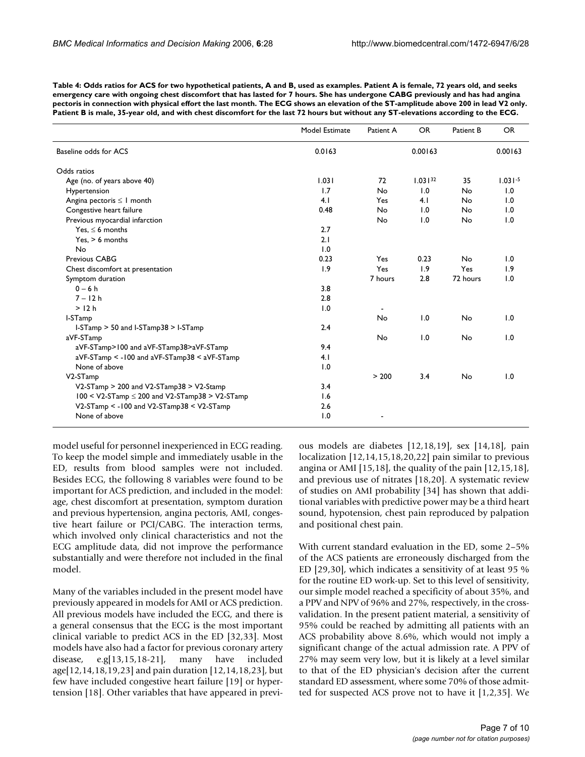**Table 4: Odds ratios for ACS for two hypothetical patients, A and B, used as examples. Patient A is female, 72 years old, and seeks emergency care with ongoing chest discomfort that has lasted for 7 hours. She has undergone CABG previously and has had angina pectoris in connection with physical effort the last month. The ECG shows an elevation of the ST-amplitude above 200 in lead V2 only. Patient B is male, 35-year old, and with chest discomfort for the last 72 hours but without any ST-elevations according to the ECG.**

| | Model Estimate | Patient A | OR | Patient B | OR |
|---|---|---|---|---|---|
| Baseline odds for ACS | 0.0163 | | 0.00163 | | 0.00163 |
| Odds ratios | | | | | |
| Age (no. of years above 40) | 1.031 | 72 | $1.031^{32}$ | 35 | $1.031^{-5}$ |
| Hypertension | 1.7 | No | 1.0 | No | 1.0 |
| Angina pectoris ≤ 1 month | 4.1 | Yes | 4.1 | No | 1.0 |
| Congestive heart failure | 0.48 | No | 1.0 | No | 1.0 |
| Previous myocardial infarction | | No | 1.0 | No | 1.0 |
| Yes, ≤ 6 months | 2.7 | | | | |
| Yes, > 6 months | 2.1 | | | | |
| No | 1.0 | | | | |
| Previous CABG | 0.23 | Yes | 0.23 | No | 1.0 |
| Chest discomfort at presentation | 1.9 | Yes | 1.9 | Yes | 1.9 |
| Symptom duration | | 7 hours | 2.8 | 72 hours | 1.0 |
| 0 – 6 h | 3.8 | | | | |
| 7 – 12 h | 2.8 | | | | |
| > 12 h | 1.0 | - | | | |
| I-STamp | | No | 1.0 | No | 1.0 |
| I-STamp > 50 and I-STamp38 > I-STamp | 2.4 | | | | |
| aVF-STamp | | No | 1.0 | No | 1.0 |
| aVF-STamp>100 and aVF-STamp38>aVF-STamp | 9.4 | | | | |
| aVF-STamp < -100 and aVF-STamp38 < aVF-STamp | 4.1 | | | | |
| None of above | 1.0 | | | | |
| V2-STamp | | > 200 | 3.4 | No | 1.0 |
| V2-STamp > 200 and V2-STamp38 > V2-Stamp | 3.4 | | | | |
| 100 < V2-STamp ≤ 200 and V2-STamp38 > V2-STamp | 1.6 | | | | |
| V2-STamp < -100 and V2-STamp38 < V2-STamp | 2.6 | | | | |
| None of above | 1.0 | - | | | |

model useful for personnel inexperienced in ECG reading. To keep the model simple and immediately usable in the ED, results from blood samples were not included. Besides ECG, the following 8 variables were found to be important for ACS prediction, and included in the model: age, chest discomfort at presentation, symptom duration and previous hypertension, angina pectoris, AMI, congestive heart failure or PCI/CABG. The interaction terms, which involved only clinical characteristics and not the ECG amplitude data, did not improve the performance substantially and were therefore not included in the final model.

Many of the variables included in the present model have previously appeared in models for AMI or ACS prediction. All previous models have included the ECG, and there is a general consensus that the ECG is the most important clinical variable to predict ACS in the ED [32,33]. Most models have also had a factor for previous coronary artery disease, e.g[13,15,18-21], many have included age[12,14,18,19,23] and pain duration [12,14,18,23], but few have included congestive heart failure [19] or hypertension [18]. Other variables that have appeared in previous models are diabetes [12,18,19], sex [14,18], pain localization [12,14,15,18,20,22] pain similar to previous angina or AMI [15,18], the quality of the pain [12,15,18], and previous use of nitrates [18,20]. A systematic review of studies on AMI probability [34] has shown that additional variables with predictive power may be a third heart sound, hypotension, chest pain reproduced by palpation and positional chest pain.

With current standard evaluation in the ED, some 2–5% of the ACS patients are erroneously discharged from the ED [29,30], which indicates a sensitivity of at least 95 % for the routine ED work-up. Set to this level of sensitivity, our simple model reached a specificity of about 35%, and a PPV and NPV of 96% and 27%, respectively, in the cross-validation. In the present patient material, a sensitivity of 95% could be reached by admitting all patients with an ACS probability above 8.6%, which would not imply a significant change of the actual admission rate. A PPV of 27% may seem very low, but it is likely at a level similar to that of the ED physician's decision after the current standard ED assessment, where some 70% of those admitted for suspected ACS prove not to have it [1,2,35]. We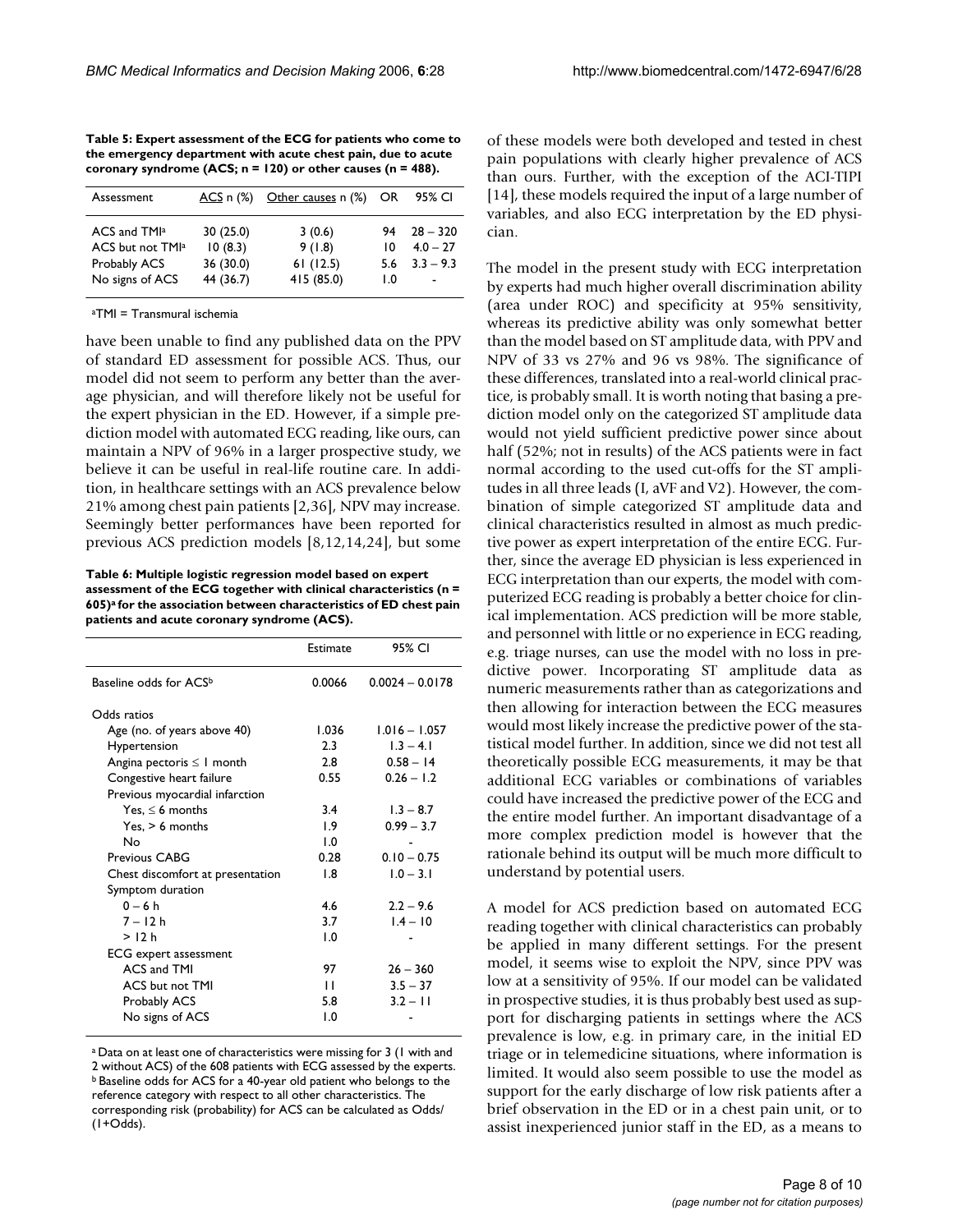**Table 5: Expert assessment of the ECG for patients who come to the emergency department with acute chest pain, due to acute coronary syndrome (ACS; n = 120) or other causes (n = 488).**

| Assessment | ACS n (%) | Other causes n (%) | OR | 95% CI |
|---|---|---|---|---|
| ACS and TMI[a] | 30 (25.0) | 3 (0.6) | 94 | 28 – 320 |
| ACS but not TMI[a] | 10 (8.3) | 9 (1.8) | 10 | 4.0 – 27 |
| Probably ACS | 36 (30.0) | 61 (12.5) | 5.6 | 3.3 – 9.3 |
| No signs of ACS | 44 (36.7) | 415 (85.0) | 1.0 | - |

[a]TMI = Transmural ischemia

have been unable to find any published data on the PPV of standard ED assessment for possible ACS. Thus, our model did not seem to perform any better than the average physician, and will therefore likely not be useful for the expert physician in the ED. However, if a simple prediction model with automated ECG reading, like ours, can maintain a NPV of 96% in a larger prospective study, we believe it can be useful in real-life routine care. In addition, in healthcare settings with an ACS prevalence below 21% among chest pain patients [2,36], NPV may increase. Seemingly better performances have been reported for previous ACS prediction models [8,12,14,24], but some of these models were both developed and tested in chest pain populations with clearly higher prevalence of ACS than ours. Further, with the exception of the ACI-TIPI [14], these models required the input of a large number of variables, and also ECG interpretation by the ED physician.

**Table 6: Multiple logistic regression model based on expert assessment of the ECG together with clinical characteristics (n = 605)[a] for the association between characteristics of ED chest pain patients and acute coronary syndrome (ACS).**

| | Estimate | 95% CI |
|---|---|---|
| Baseline odds for ACS[b] | 0.0066 | 0.0024 – 0.0178 |
| Odds ratios | | |
| Age (no. of years above 40) | 1.036 | 1.016 – 1.057 |
| Hypertension | 2.3 | 1.3 – 4.1 |
| Angina pectoris ≤ 1 month | 2.8 | 0.58 – 14 |
| Congestive heart failure | 0.55 | 0.26 – 1.2 |
| Previous myocardial infarction | | |
| Yes, ≤ 6 months | 3.4 | 1.3 – 8.7 |
| Yes, > 6 months | 1.9 | 0.99 – 3.7 |
| No | 1.0 | - |
| Previous CABG | 0.28 | 0.10 – 0.75 |
| Chest discomfort at presentation | 1.8 | 1.0 – 3.1 |
| Symptom duration | | |
| 0 – 6 h | 4.6 | 2.2 – 9.6 |
| 7 – 12 h | 3.7 | 1.4 – 10 |
| > 12 h | 1.0 | - |
| ECG expert assessment | | |
| ACS and TMI | 97 | 26 – 360 |
| ACS but not TMI | 11 | 3.5 – 37 |
| Probably ACS | 5.8 | 3.2 – 11 |
| No signs of ACS | 1.0 | - |

[a] Data on at least one of characteristics were missing for 3 (1 with and 2 without ACS) of the 608 patients with ECG assessed by the experts.
[b] Baseline odds for ACS for a 40-year old patient who belongs to the reference category with respect to all other characteristics. The corresponding risk (probability) for ACS can be calculated as Odds/(1+Odds).

The model in the present study with ECG interpretation by experts had much higher overall discrimination ability (area under ROC) and specificity at 95% sensitivity, whereas its predictive ability was only somewhat better than the model based on ST amplitude data, with PPV and NPV of 33 vs 27% and 96 vs 98%. The significance of these differences, translated into a real-world clinical practice, is probably small. It is worth noting that basing a prediction model only on the categorized ST amplitude data would not yield sufficient predictive power since about half (52%; not in results) of the ACS patients were in fact normal according to the used cut-offs for the ST amplitudes in all three leads (I, aVF and V2). However, the combination of simple categorized ST amplitude data and clinical characteristics resulted in almost as much predictive power as expert interpretation of the entire ECG. Further, since the average ED physician is less experienced in ECG interpretation than our experts, the model with computerized ECG reading is probably a better choice for clinical implementation. ACS prediction will be more stable, and personnel with little or no experience in ECG reading, e.g. triage nurses, can use the model with no loss in predictive power. Incorporating ST amplitude data as numeric measurements rather than as categorizations and then allowing for interaction between the ECG measures would most likely increase the predictive power of the statistical model further. In addition, since we did not test all theoretically possible ECG measurements, it may be that additional ECG variables or combinations of variables could have increased the predictive power of the ECG and the entire model further. An important disadvantage of a more complex prediction model is however that the rationale behind its output will be much more difficult to understand by potential users.

A model for ACS prediction based on automated ECG reading together with clinical characteristics can probably be applied in many different settings. For the present model, it seems wise to exploit the NPV, since PPV was low at a sensitivity of 95%. If our model can be validated in prospective studies, it is thus probably best used as support for discharging patients in settings where the ACS prevalence is low, e.g. in primary care, in the initial ED triage or in telemedicine situations, where information is limited. It would also seem possible to use the model as support for the early discharge of low risk patients after a brief observation in the ED or in a chest pain unit, or to assist inexperienced junior staff in the ED, as a means to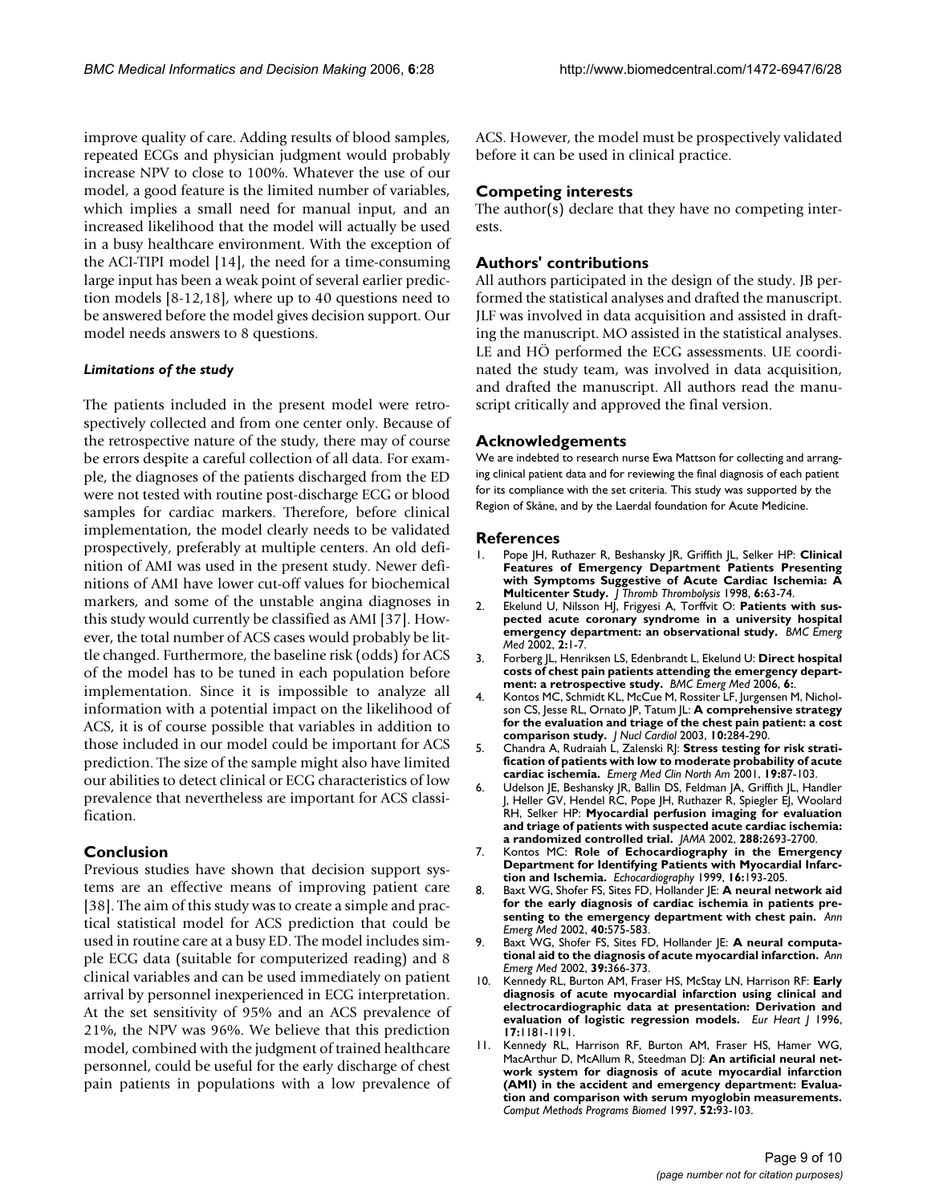improve quality of care. Adding results of blood samples, repeated ECGs and physician judgment would probably increase NPV to close to 100%. Whatever the use of our model, a good feature is the limited number of variables, which implies a small need for manual input, and an increased likelihood that the model will actually be used in a busy healthcare environment. With the exception of the ACI-TIPI model [14], the need for a time-consuming large input has been a weak point of several earlier prediction models [8-12,18], where up to 40 questions need to be answered before the model gives decision support. Our model needs answers to 8 questions.

### *Limitations of the study*

The patients included in the present model were retrospectively collected and from one center only. Because of the retrospective nature of the study, there may of course be errors despite a careful collection of all data. For example, the diagnoses of the patients discharged from the ED were not tested with routine post-discharge ECG or blood samples for cardiac markers. Therefore, before clinical implementation, the model clearly needs to be validated prospectively, preferably at multiple centers. An old definition of AMI was used in the present study. Newer definitions of AMI have lower cut-off values for biochemical markers, and some of the unstable angina diagnoses in this study would currently be classified as AMI [37]. However, the total number of ACS cases would probably be little changed. Furthermore, the baseline risk (odds) for ACS of the model has to be tuned in each population before implementation. Since it is impossible to analyze all information with a potential impact on the likelihood of ACS, it is of course possible that variables in addition to those included in our model could be important for ACS prediction. The size of the sample might also have limited our abilities to detect clinical or ECG characteristics of low prevalence that nevertheless are important for ACS classification.

## Conclusion

Previous studies have shown that decision support systems are an effective means of improving patient care [38]. The aim of this study was to create a simple and practical statistical model for ACS prediction that could be used in routine care at a busy ED. The model includes simple ECG data (suitable for computerized reading) and 8 clinical variables and can be used immediately on patient arrival by personnel inexperienced in ECG interpretation. At the set sensitivity of 95% and an ACS prevalence of 21%, the NPV was 96%. We believe that this prediction model, combined with the judgment of trained healthcare personnel, could be useful for the early discharge of chest pain patients in populations with a low prevalence of ACS. However, the model must be prospectively validated before it can be used in clinical practice.

## Competing interests

The author(s) declare that they have no competing interests.

## Authors' contributions

All authors participated in the design of the study. JB performed the statistical analyses and drafted the manuscript. JLF was involved in data acquisition and assisted in drafting the manuscript. MO assisted in the statistical analyses. LE and HÖ performed the ECG assessments. UE coordinated the study team, was involved in data acquisition, and drafted the manuscript. All authors read the manuscript critically and approved the final version.

## Acknowledgements

We are indebted to research nurse Ewa Mattson for collecting and arranging clinical patient data and for reviewing the final diagnosis of each patient for its compliance with the set criteria. This study was supported by the Region of Skåne, and by the Laerdal foundation for Acute Medicine.

## References

1. Pope JH, Ruthazer R, Beshansky JR, Griffith JL, Selker HP: **Clinical Features of Emergency Department Patients Presenting with Symptoms Suggestive of Acute Cardiac Ischemia: A Multicenter Study.** *J Thromb Thrombolysis* 1998, **6:**63-74.
2. Ekelund U, Nilsson HJ, Frigyesi A, Torffvit O: **Patients with suspected acute coronary syndrome in a university hospital emergency department: an observational study.** *BMC Emerg Med* 2002, **2:**1-7.
3. Forberg JL, Henriksen LS, Edenbrandt L, Ekelund U: **Direct hospital costs of chest pain patients attending the emergency department: a retrospective study.** *BMC Emerg Med* 2006, **6:**.
4. Kontos MC, Schmidt KL, McCue M, Rossiter LF, Jurgensen M, Nicholson CS, Jesse RL, Ornato JP, Tatum JL: **A comprehensive strategy for the evaluation and triage of the chest pain patient: a cost comparison study.** *J Nucl Cardiol* 2003, **10:**284-290.
5. Chandra A, Rudraiah L, Zalenski RJ: **Stress testing for risk stratification of patients with low to moderate probability of acute cardiac ischemia.** *Emerg Med Clin North Am* 2001, **19:**87-103.
6. Udelson JE, Beshansky JR, Ballin DS, Feldman JA, Griffith JL, Handler J, Heller GV, Hendel RC, Pope JH, Ruthazer R, Spiegler EJ, Woolard RH, Selker HP: **Myocardial perfusion imaging for evaluation and triage of patients with suspected acute cardiac ischemia: a randomized controlled trial.** *JAMA* 2002, **288:**2693-2700.
7. Kontos MC: **Role of Echocardiography in the Emergency Department for Identifying Patients with Myocardial Infarction and Ischemia.** *Echocardiography* 1999, **16:**193-205.
8. Baxt WG, Shofer FS, Sites FD, Hollander JE: **A neural network aid for the early diagnosis of cardiac ischemia in patients presenting to the emergency department with chest pain.** *Ann Emerg Med* 2002, **40:**575-583.
9. Baxt WG, Shofer FS, Sites FD, Hollander JE: **A neural computational aid to the diagnosis of acute myocardial infarction.** *Ann Emerg Med* 2002, **39:**366-373.
10. Kennedy RL, Burton AM, Fraser HS, McStay LN, Harrison RF: **Early diagnosis of acute myocardial infarction using clinical and electrocardiographic data at presentation: Derivation and evaluation of logistic regression models.** *Eur Heart J* 1996, **17:**1181-1191.
11. Kennedy RL, Harrison RF, Burton AM, Fraser HS, Hamer WG, MacArthur D, McAllum R, Steedman DJ: **An artificial neural network system for diagnosis of acute myocardial infarction (AMI) in the accident and emergency department: Evaluation and comparison with serum myoglobin measurements.** *Comput Methods Programs Biomed* 1997, **52:**93-103.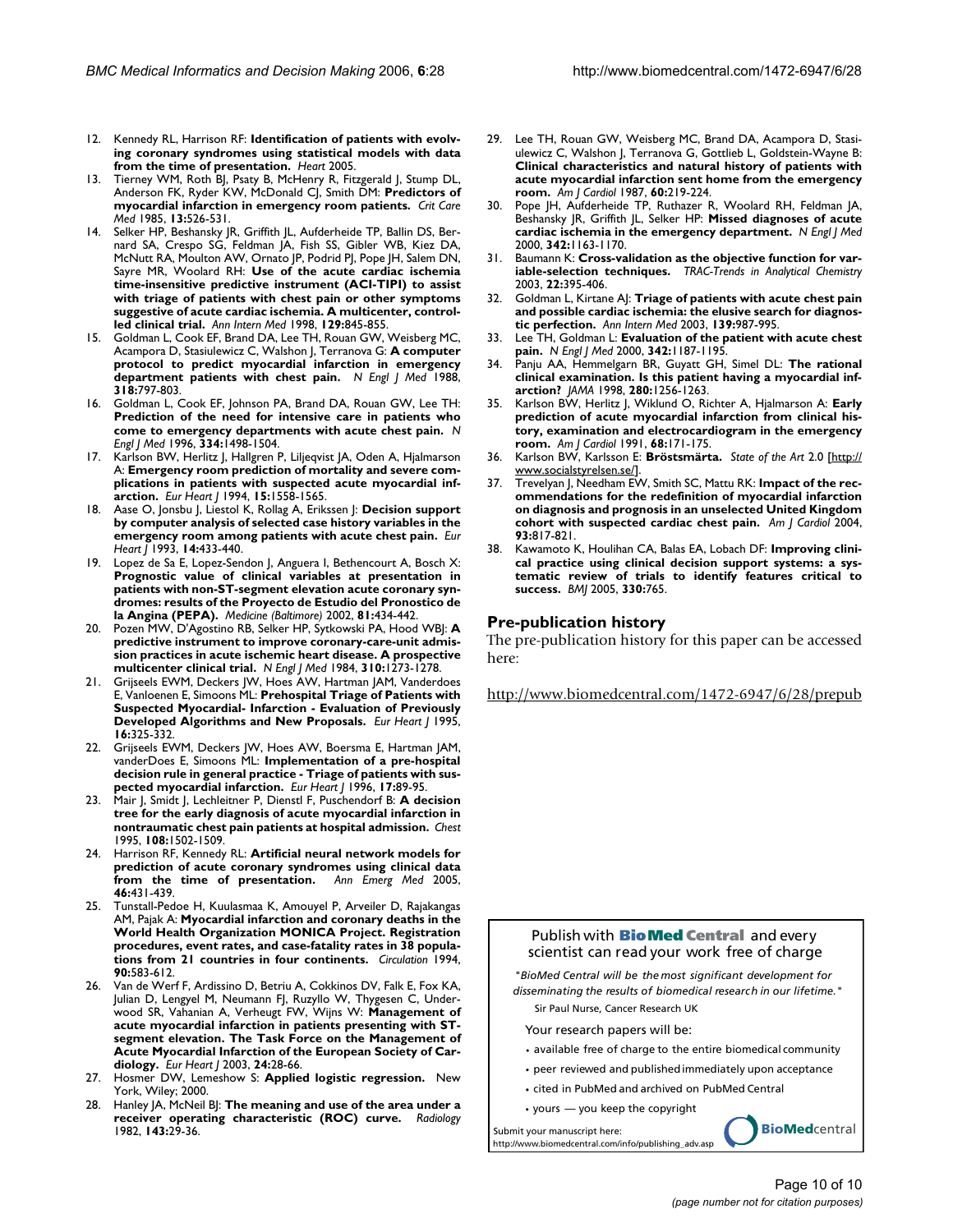12. Kennedy RL, Harrison RF: **Identification of patients with evolving coronary syndromes using statistical models with data from the time of presentation.** *Heart* 2005.
13. Tierney WM, Roth BJ, Psaty B, McHenry R, Fitzgerald J, Stump DL, Anderson FK, Ryder KW, McDonald CJ, Smith DM: **Predictors of myocardial infarction in emergency room patients.** *Crit Care Med* 1985, **13:**526-531.
14. Selker HP, Beshansky JR, Griffith JL, Aufderheide TP, Ballin DS, Bernard SA, Crespo SG, Feldman JA, Fish SS, Gibler WB, Kiez DA, McNutt RA, Moulton AW, Ornato JP, Podrid PJ, Pope JH, Salem DN, Sayre MR, Woolard RH: **Use of the acute cardiac ischemia time-insensitive predictive instrument (ACI-TIPI) to assist with triage of patients with chest pain or other symptoms suggestive of acute cardiac ischemia. A multicenter, controlled clinical trial.** *Ann Intern Med* 1998, **129:**845-855.
15. Goldman L, Cook EF, Brand DA, Lee TH, Rouan GW, Weisberg MC, Acampora D, Stasiulewicz C, Walshon J, Terranova G: **A computer protocol to predict myocardial infarction in emergency department patients with chest pain.** *N Engl J Med* 1988, **318:**797-803.
16. Goldman L, Cook EF, Johnson PA, Brand DA, Rouan GW, Lee TH: **Prediction of the need for intensive care in patients who come to emergency departments with acute chest pain.** *N Engl J Med* 1996, **334:**1498-1504.
17. Karlson BW, Herlitz J, Hallgren P, Liljeqvist JA, Oden A, Hjalmarson A: **Emergency room prediction of mortality and severe complications in patients with suspected acute myocardial infarction.** *Eur Heart J* 1994, **15:**1558-1565.
18. Aase O, Jonsbu J, Liestol K, Rollag A, Erikssen J: **Decision support by computer analysis of selected case history variables in the emergency room among patients with acute chest pain.** *Eur Heart J* 1993, **14:**433-440.
19. Lopez de Sa E, Lopez-Sendon J, Anguera I, Bethencourt A, Bosch X: **Prognostic value of clinical variables at presentation in patients with non-ST-segment elevation acute coronary syndromes: results of the Proyecto de Estudio del Pronostico de la Angina (PEPA).** *Medicine (Baltimore)* 2002, **81:**434-442.
20. Pozen MW, D'Agostino RB, Selker HP, Sytkowski PA, Hood WBJ: **A predictive instrument to improve coronary-care-unit admission practices in acute ischemic heart disease. A prospective multicenter clinical trial.** *N Engl J Med* 1984, **310:**1273-1278.
21. Grijseels EWM, Deckers JW, Hoes AW, Hartman JAM, Vanderdoes E, Vanloenen E, Simoons ML: **Prehospital Triage of Patients with Suspected Myocardial- Infarction - Evaluation of Previously Developed Algorithms and New Proposals.** *Eur Heart J* 1995, **16:**325-332.
22. Grijseels EWM, Deckers JW, Hoes AW, Boersma E, Hartman JAM, vanderDoes E, Simoons ML: **Implementation of a pre-hospital decision rule in general practice - Triage of patients with suspected myocardial infarction.** *Eur Heart J* 1996, **17:**89-95.
23. Mair J, Smidt J, Lechleitner P, Dienstl F, Puschendorf B: **A decision tree for the early diagnosis of acute myocardial infarction in nontraumatic chest pain patients at hospital admission.** *Chest* 1995, **108:**1502-1509.
24. Harrison RF, Kennedy RL: **Artificial neural network models for prediction of acute coronary syndromes using clinical data from the time of presentation.** *Ann Emerg Med* 2005, **46:**431-439.
25. Tunstall-Pedoe H, Kuulasmaa K, Amouyel P, Arveiler D, Rajakangas AM, Pajak A: **Myocardial infarction and coronary deaths in the World Health Organization MONICA Project. Registration procedures, event rates, and case-fatality rates in 38 populations from 21 countries in four continents.** *Circulation* 1994, **90:**583-612.
26. Van de Werf F, Ardissino D, Betriu A, Cokkinos DV, Falk E, Fox KA, Julian D, Lengyel M, Neumann FJ, Ruzyllo W, Thygesen C, Underwood SR, Vahanian A, Verheugt FW, Wijns W: **Management of acute myocardial infarction in patients presenting with ST-segment elevation. The Task Force on the Management of Acute Myocardial Infarction of the European Society of Cardiology.** *Eur Heart J* 2003, **24:**28-66.
27. Hosmer DW, Lemeshow S: **Applied logistic regression.** New York, Wiley; 2000.
28. Hanley JA, McNeil BJ: **The meaning and use of the area under a receiver operating characteristic (ROC) curve.** *Radiology* 1982, **143:**29-36.
29. Lee TH, Rouan GW, Weisberg MC, Brand DA, Acampora D, Stasiulewicz C, Walshon J, Terranova G, Gottlieb L, Goldstein-Wayne B: **Clinical characteristics and natural history of patients with acute myocardial infarction sent home from the emergency room.** *Am J Cardiol* 1987, **60:**219-224.
30. Pope JH, Aufderheide TP, Ruthazer R, Woolard RH, Feldman JA, Beshansky JR, Griffith JL, Selker HP: **Missed diagnoses of acute cardiac ischemia in the emergency department.** *N Engl J Med* 2000, **342:**1163-1170.
31. Baumann K: **Cross-validation as the objective function for variable-selection techniques.** *TRAC-Trends in Analytical Chemistry* 2003, **22:**395-406.
32. Goldman L, Kirtane AJ: **Triage of patients with acute chest pain and possible cardiac ischemia: the elusive search for diagnostic perfection.** *Ann Intern Med* 2003, **139:**987-995.
33. Lee TH, Goldman L: **Evaluation of the patient with acute chest pain.** *N Engl J Med* 2000, **342:**1187-1195.
34. Panju AA, Hemmelgarn BR, Guyatt GH, Simel DL: **The rational clinical examination. Is this patient having a myocardial infarction?** *JAMA* 1998, **280:**1256-1263.
35. Karlson BW, Herlitz J, Wiklund O, Richter A, Hjalmarson A: **Early prediction of acute myocardial infarction from clinical history, examination and electrocardiogram in the emergency room.** *Am J Cardiol* 1991, **68:**171-175.
36. Karlson BW, Karlsson E: **Bröstsmärta.** *State of the Art* 2.0 [http://www.socialstyrelsen.se/].
37. Trevelyan J, Needham EW, Smith SC, Mattu RK: **Impact of the recommendations for the redefinition of myocardial infarction on diagnosis and prognosis in an unselected United Kingdom cohort with suspected cardiac chest pain.** *Am J Cardiol* 2004, **93:**817-821.
38. Kawamoto K, Houlihan CA, Balas EA, Lobach DF: **Improving clinical practice using clinical decision support systems: a systematic review of trials to identify features critical to success.** *BMJ* 2005, **330:**765.

## Pre-publication history

The pre-publication history for this paper can be accessed here:

http://www.biomedcentral.com/1472-6947/6/28/prepub

Publish with **BioMed Central** and every scientist can read your work free of charge

*"BioMed Central will be the most significant development for disseminating the results of biomedical research in our lifetime."*

Sir Paul Nurse, Cancer Research UK

Your research papers will be:

- available free of charge to the entire biomedical community
- peer reviewed and published immediately upon acceptance
- cited in PubMed and archived on PubMed Central
- yours — you keep the copyright

Submit your manuscript here:
http://www.biomedcentral.com/info/publishing_adv.asp

BioMedcentral